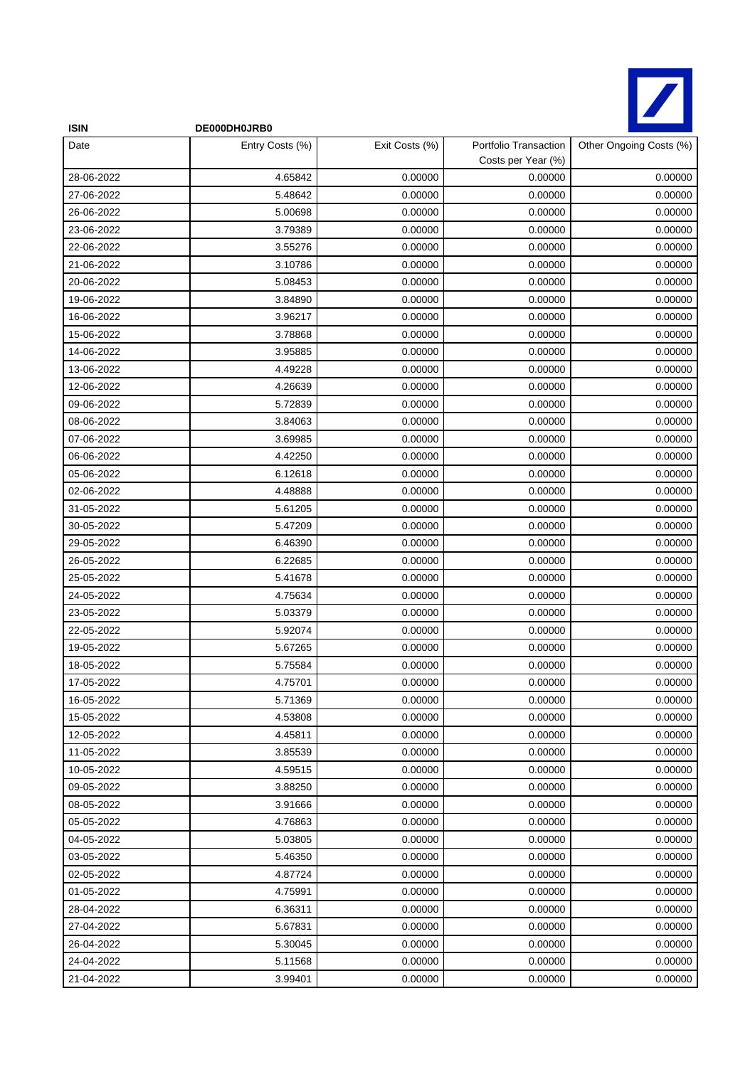**ISIN** **DE000DH0JRB0**

| Date | Entry Costs (%) | Exit Costs (%) | Portfolio Transaction Costs per Year (%) | Other Ongoing Costs (%) |
|---|---|---|---|---|
| 28-06-2022 | 4.65842 | 0.00000 | 0.00000 | 0.00000 |
| 27-06-2022 | 5.48642 | 0.00000 | 0.00000 | 0.00000 |
| 26-06-2022 | 5.00698 | 0.00000 | 0.00000 | 0.00000 |
| 23-06-2022 | 3.79389 | 0.00000 | 0.00000 | 0.00000 |
| 22-06-2022 | 3.55276 | 0.00000 | 0.00000 | 0.00000 |
| 21-06-2022 | 3.10786 | 0.00000 | 0.00000 | 0.00000 |
| 20-06-2022 | 5.08453 | 0.00000 | 0.00000 | 0.00000 |
| 19-06-2022 | 3.84890 | 0.00000 | 0.00000 | 0.00000 |
| 16-06-2022 | 3.96217 | 0.00000 | 0.00000 | 0.00000 |
| 15-06-2022 | 3.78868 | 0.00000 | 0.00000 | 0.00000 |
| 14-06-2022 | 3.95885 | 0.00000 | 0.00000 | 0.00000 |
| 13-06-2022 | 4.49228 | 0.00000 | 0.00000 | 0.00000 |
| 12-06-2022 | 4.26639 | 0.00000 | 0.00000 | 0.00000 |
| 09-06-2022 | 5.72839 | 0.00000 | 0.00000 | 0.00000 |
| 08-06-2022 | 3.84063 | 0.00000 | 0.00000 | 0.00000 |
| 07-06-2022 | 3.69985 | 0.00000 | 0.00000 | 0.00000 |
| 06-06-2022 | 4.42250 | 0.00000 | 0.00000 | 0.00000 |
| 05-06-2022 | 6.12618 | 0.00000 | 0.00000 | 0.00000 |
| 02-06-2022 | 4.48888 | 0.00000 | 0.00000 | 0.00000 |
| 31-05-2022 | 5.61205 | 0.00000 | 0.00000 | 0.00000 |
| 30-05-2022 | 5.47209 | 0.00000 | 0.00000 | 0.00000 |
| 29-05-2022 | 6.46390 | 0.00000 | 0.00000 | 0.00000 |
| 26-05-2022 | 6.22685 | 0.00000 | 0.00000 | 0.00000 |
| 25-05-2022 | 5.41678 | 0.00000 | 0.00000 | 0.00000 |
| 24-05-2022 | 4.75634 | 0.00000 | 0.00000 | 0.00000 |
| 23-05-2022 | 5.03379 | 0.00000 | 0.00000 | 0.00000 |
| 22-05-2022 | 5.92074 | 0.00000 | 0.00000 | 0.00000 |
| 19-05-2022 | 5.67265 | 0.00000 | 0.00000 | 0.00000 |
| 18-05-2022 | 5.75584 | 0.00000 | 0.00000 | 0.00000 |
| 17-05-2022 | 4.75701 | 0.00000 | 0.00000 | 0.00000 |
| 16-05-2022 | 5.71369 | 0.00000 | 0.00000 | 0.00000 |
| 15-05-2022 | 4.53808 | 0.00000 | 0.00000 | 0.00000 |
| 12-05-2022 | 4.45811 | 0.00000 | 0.00000 | 0.00000 |
| 11-05-2022 | 3.85539 | 0.00000 | 0.00000 | 0.00000 |
| 10-05-2022 | 4.59515 | 0.00000 | 0.00000 | 0.00000 |
| 09-05-2022 | 3.88250 | 0.00000 | 0.00000 | 0.00000 |
| 08-05-2022 | 3.91666 | 0.00000 | 0.00000 | 0.00000 |
| 05-05-2022 | 4.76863 | 0.00000 | 0.00000 | 0.00000 |
| 04-05-2022 | 5.03805 | 0.00000 | 0.00000 | 0.00000 |
| 03-05-2022 | 5.46350 | 0.00000 | 0.00000 | 0.00000 |
| 02-05-2022 | 4.87724 | 0.00000 | 0.00000 | 0.00000 |
| 01-05-2022 | 4.75991 | 0.00000 | 0.00000 | 0.00000 |
| 28-04-2022 | 6.36311 | 0.00000 | 0.00000 | 0.00000 |
| 27-04-2022 | 5.67831 | 0.00000 | 0.00000 | 0.00000 |
| 26-04-2022 | 5.30045 | 0.00000 | 0.00000 | 0.00000 |
| 24-04-2022 | 5.11568 | 0.00000 | 0.00000 | 0.00000 |
| 21-04-2022 | 3.99401 | 0.00000 | 0.00000 | 0.00000 |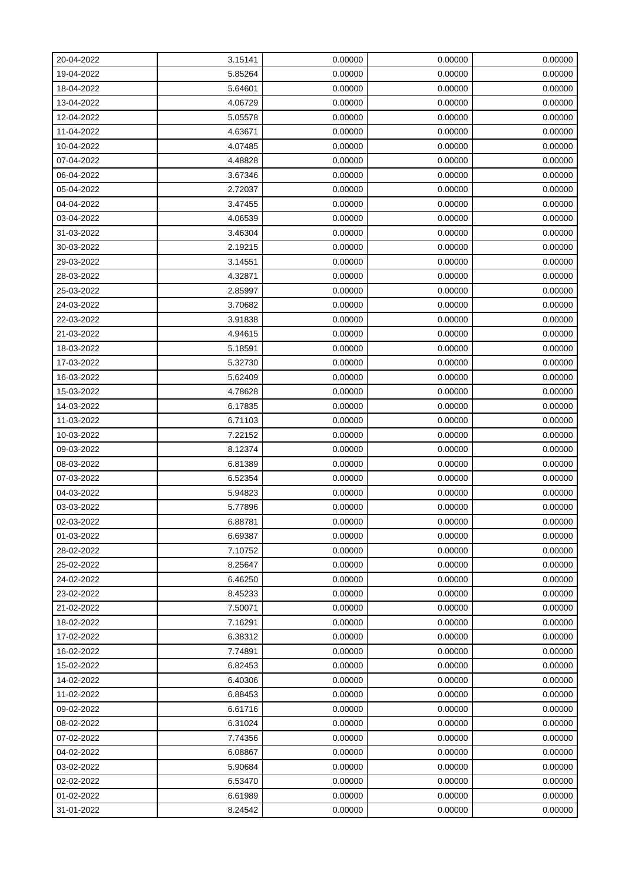| 20-04-2022 | 3.15141 | 0.00000 | 0.00000 | 0.00000 |
|---|---|---|---|---|
| 19-04-2022 | 5.85264 | 0.00000 | 0.00000 | 0.00000 |
| 18-04-2022 | 5.64601 | 0.00000 | 0.00000 | 0.00000 |
| 13-04-2022 | 4.06729 | 0.00000 | 0.00000 | 0.00000 |
| 12-04-2022 | 5.05578 | 0.00000 | 0.00000 | 0.00000 |
| 11-04-2022 | 4.63671 | 0.00000 | 0.00000 | 0.00000 |
| 10-04-2022 | 4.07485 | 0.00000 | 0.00000 | 0.00000 |
| 07-04-2022 | 4.48828 | 0.00000 | 0.00000 | 0.00000 |
| 06-04-2022 | 3.67346 | 0.00000 | 0.00000 | 0.00000 |
| 05-04-2022 | 2.72037 | 0.00000 | 0.00000 | 0.00000 |
| 04-04-2022 | 3.47455 | 0.00000 | 0.00000 | 0.00000 |
| 03-04-2022 | 4.06539 | 0.00000 | 0.00000 | 0.00000 |
| 31-03-2022 | 3.46304 | 0.00000 | 0.00000 | 0.00000 |
| 30-03-2022 | 2.19215 | 0.00000 | 0.00000 | 0.00000 |
| 29-03-2022 | 3.14551 | 0.00000 | 0.00000 | 0.00000 |
| 28-03-2022 | 4.32871 | 0.00000 | 0.00000 | 0.00000 |
| 25-03-2022 | 2.85997 | 0.00000 | 0.00000 | 0.00000 |
| 24-03-2022 | 3.70682 | 0.00000 | 0.00000 | 0.00000 |
| 22-03-2022 | 3.91838 | 0.00000 | 0.00000 | 0.00000 |
| 21-03-2022 | 4.94615 | 0.00000 | 0.00000 | 0.00000 |
| 18-03-2022 | 5.18591 | 0.00000 | 0.00000 | 0.00000 |
| 17-03-2022 | 5.32730 | 0.00000 | 0.00000 | 0.00000 |
| 16-03-2022 | 5.62409 | 0.00000 | 0.00000 | 0.00000 |
| 15-03-2022 | 4.78628 | 0.00000 | 0.00000 | 0.00000 |
| 14-03-2022 | 6.17835 | 0.00000 | 0.00000 | 0.00000 |
| 11-03-2022 | 6.71103 | 0.00000 | 0.00000 | 0.00000 |
| 10-03-2022 | 7.22152 | 0.00000 | 0.00000 | 0.00000 |
| 09-03-2022 | 8.12374 | 0.00000 | 0.00000 | 0.00000 |
| 08-03-2022 | 6.81389 | 0.00000 | 0.00000 | 0.00000 |
| 07-03-2022 | 6.52354 | 0.00000 | 0.00000 | 0.00000 |
| 04-03-2022 | 5.94823 | 0.00000 | 0.00000 | 0.00000 |
| 03-03-2022 | 5.77896 | 0.00000 | 0.00000 | 0.00000 |
| 02-03-2022 | 6.88781 | 0.00000 | 0.00000 | 0.00000 |
| 01-03-2022 | 6.69387 | 0.00000 | 0.00000 | 0.00000 |
| 28-02-2022 | 7.10752 | 0.00000 | 0.00000 | 0.00000 |
| 25-02-2022 | 8.25647 | 0.00000 | 0.00000 | 0.00000 |
| 24-02-2022 | 6.46250 | 0.00000 | 0.00000 | 0.00000 |
| 23-02-2022 | 8.45233 | 0.00000 | 0.00000 | 0.00000 |
| 21-02-2022 | 7.50071 | 0.00000 | 0.00000 | 0.00000 |
| 18-02-2022 | 7.16291 | 0.00000 | 0.00000 | 0.00000 |
| 17-02-2022 | 6.38312 | 0.00000 | 0.00000 | 0.00000 |
| 16-02-2022 | 7.74891 | 0.00000 | 0.00000 | 0.00000 |
| 15-02-2022 | 6.82453 | 0.00000 | 0.00000 | 0.00000 |
| 14-02-2022 | 6.40306 | 0.00000 | 0.00000 | 0.00000 |
| 11-02-2022 | 6.88453 | 0.00000 | 0.00000 | 0.00000 |
| 09-02-2022 | 6.61716 | 0.00000 | 0.00000 | 0.00000 |
| 08-02-2022 | 6.31024 | 0.00000 | 0.00000 | 0.00000 |
| 07-02-2022 | 7.74356 | 0.00000 | 0.00000 | 0.00000 |
| 04-02-2022 | 6.08867 | 0.00000 | 0.00000 | 0.00000 |
| 03-02-2022 | 5.90684 | 0.00000 | 0.00000 | 0.00000 |
| 02-02-2022 | 6.53470 | 0.00000 | 0.00000 | 0.00000 |
| 01-02-2022 | 6.61989 | 0.00000 | 0.00000 | 0.00000 |
| 31-01-2022 | 8.24542 | 0.00000 | 0.00000 | 0.00000 |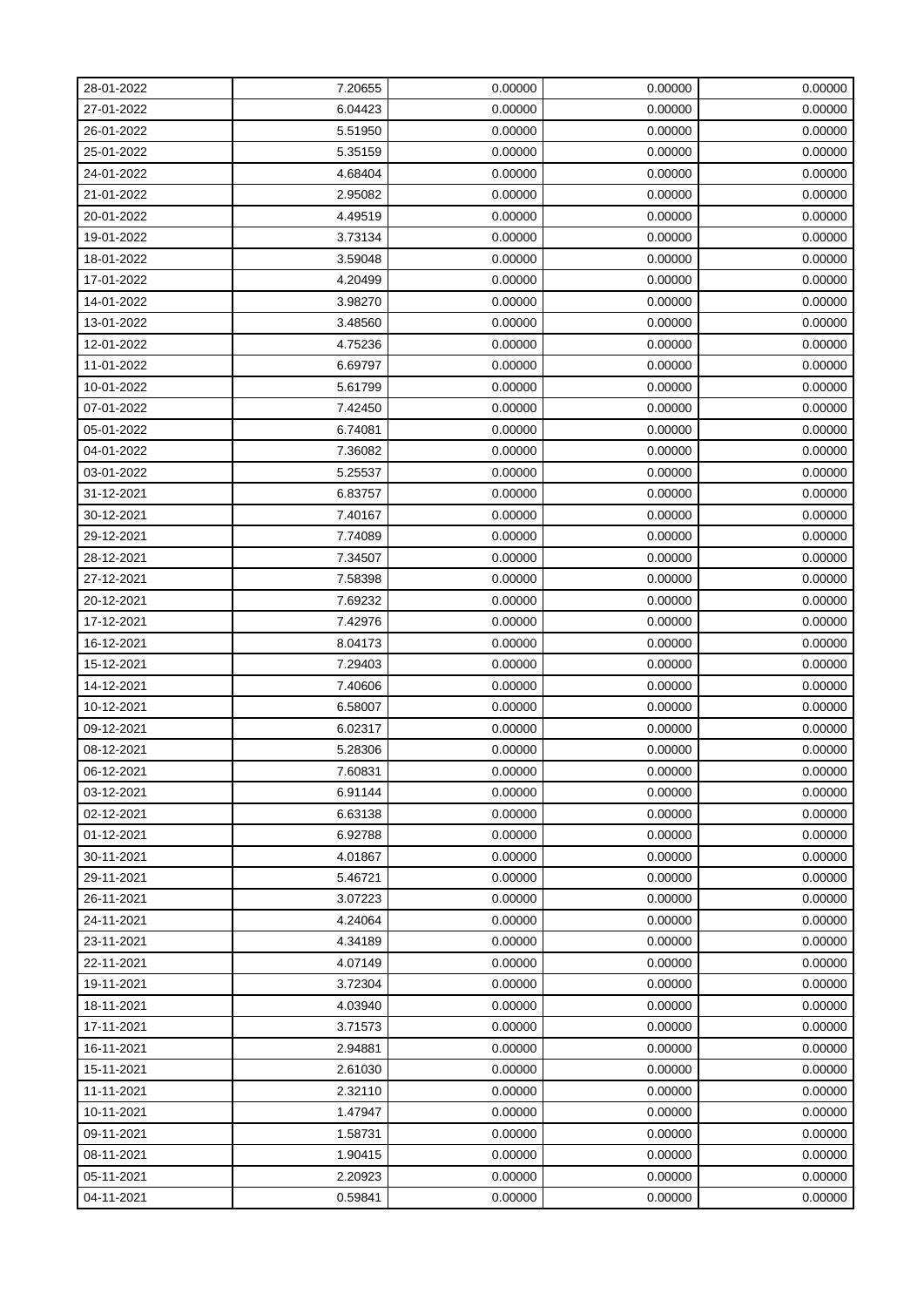| 28-01-2022 | 7.20655 | 0.00000 | 0.00000 | 0.00000 |
|---|---|---|---|---|
| 27-01-2022 | 6.04423 | 0.00000 | 0.00000 | 0.00000 |
| 26-01-2022 | 5.51950 | 0.00000 | 0.00000 | 0.00000 |
| 25-01-2022 | 5.35159 | 0.00000 | 0.00000 | 0.00000 |
| 24-01-2022 | 4.68404 | 0.00000 | 0.00000 | 0.00000 |
| 21-01-2022 | 2.95082 | 0.00000 | 0.00000 | 0.00000 |
| 20-01-2022 | 4.49519 | 0.00000 | 0.00000 | 0.00000 |
| 19-01-2022 | 3.73134 | 0.00000 | 0.00000 | 0.00000 |
| 18-01-2022 | 3.59048 | 0.00000 | 0.00000 | 0.00000 |
| 17-01-2022 | 4.20499 | 0.00000 | 0.00000 | 0.00000 |
| 14-01-2022 | 3.98270 | 0.00000 | 0.00000 | 0.00000 |
| 13-01-2022 | 3.48560 | 0.00000 | 0.00000 | 0.00000 |
| 12-01-2022 | 4.75236 | 0.00000 | 0.00000 | 0.00000 |
| 11-01-2022 | 6.69797 | 0.00000 | 0.00000 | 0.00000 |
| 10-01-2022 | 5.61799 | 0.00000 | 0.00000 | 0.00000 |
| 07-01-2022 | 7.42450 | 0.00000 | 0.00000 | 0.00000 |
| 05-01-2022 | 6.74081 | 0.00000 | 0.00000 | 0.00000 |
| 04-01-2022 | 7.36082 | 0.00000 | 0.00000 | 0.00000 |
| 03-01-2022 | 5.25537 | 0.00000 | 0.00000 | 0.00000 |
| 31-12-2021 | 6.83757 | 0.00000 | 0.00000 | 0.00000 |
| 30-12-2021 | 7.40167 | 0.00000 | 0.00000 | 0.00000 |
| 29-12-2021 | 7.74089 | 0.00000 | 0.00000 | 0.00000 |
| 28-12-2021 | 7.34507 | 0.00000 | 0.00000 | 0.00000 |
| 27-12-2021 | 7.58398 | 0.00000 | 0.00000 | 0.00000 |
| 20-12-2021 | 7.69232 | 0.00000 | 0.00000 | 0.00000 |
| 17-12-2021 | 7.42976 | 0.00000 | 0.00000 | 0.00000 |
| 16-12-2021 | 8.04173 | 0.00000 | 0.00000 | 0.00000 |
| 15-12-2021 | 7.29403 | 0.00000 | 0.00000 | 0.00000 |
| 14-12-2021 | 7.40606 | 0.00000 | 0.00000 | 0.00000 |
| 10-12-2021 | 6.58007 | 0.00000 | 0.00000 | 0.00000 |
| 09-12-2021 | 6.02317 | 0.00000 | 0.00000 | 0.00000 |
| 08-12-2021 | 5.28306 | 0.00000 | 0.00000 | 0.00000 |
| 06-12-2021 | 7.60831 | 0.00000 | 0.00000 | 0.00000 |
| 03-12-2021 | 6.91144 | 0.00000 | 0.00000 | 0.00000 |
| 02-12-2021 | 6.63138 | 0.00000 | 0.00000 | 0.00000 |
| 01-12-2021 | 6.92788 | 0.00000 | 0.00000 | 0.00000 |
| 30-11-2021 | 4.01867 | 0.00000 | 0.00000 | 0.00000 |
| 29-11-2021 | 5.46721 | 0.00000 | 0.00000 | 0.00000 |
| 26-11-2021 | 3.07223 | 0.00000 | 0.00000 | 0.00000 |
| 24-11-2021 | 4.24064 | 0.00000 | 0.00000 | 0.00000 |
| 23-11-2021 | 4.34189 | 0.00000 | 0.00000 | 0.00000 |
| 22-11-2021 | 4.07149 | 0.00000 | 0.00000 | 0.00000 |
| 19-11-2021 | 3.72304 | 0.00000 | 0.00000 | 0.00000 |
| 18-11-2021 | 4.03940 | 0.00000 | 0.00000 | 0.00000 |
| 17-11-2021 | 3.71573 | 0.00000 | 0.00000 | 0.00000 |
| 16-11-2021 | 2.94881 | 0.00000 | 0.00000 | 0.00000 |
| 15-11-2021 | 2.61030 | 0.00000 | 0.00000 | 0.00000 |
| 11-11-2021 | 2.32110 | 0.00000 | 0.00000 | 0.00000 |
| 10-11-2021 | 1.47947 | 0.00000 | 0.00000 | 0.00000 |
| 09-11-2021 | 1.58731 | 0.00000 | 0.00000 | 0.00000 |
| 08-11-2021 | 1.90415 | 0.00000 | 0.00000 | 0.00000 |
| 05-11-2021 | 2.20923 | 0.00000 | 0.00000 | 0.00000 |
| 04-11-2021 | 0.59841 | 0.00000 | 0.00000 | 0.00000 |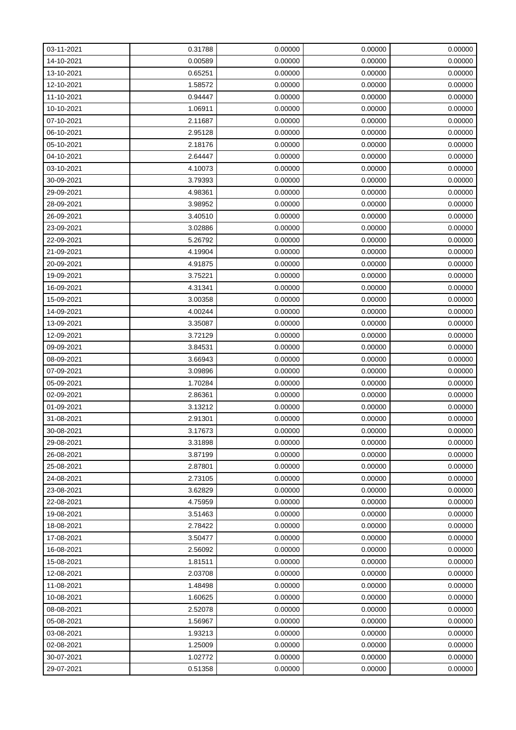| 03-11-2021 | 0.31788 | 0.00000 | 0.00000 | 0.00000 |
|---|---|---|---|---|
| 14-10-2021 | 0.00589 | 0.00000 | 0.00000 | 0.00000 |
| 13-10-2021 | 0.65251 | 0.00000 | 0.00000 | 0.00000 |
| 12-10-2021 | 1.58572 | 0.00000 | 0.00000 | 0.00000 |
| 11-10-2021 | 0.94447 | 0.00000 | 0.00000 | 0.00000 |
| 10-10-2021 | 1.06911 | 0.00000 | 0.00000 | 0.00000 |
| 07-10-2021 | 2.11687 | 0.00000 | 0.00000 | 0.00000 |
| 06-10-2021 | 2.95128 | 0.00000 | 0.00000 | 0.00000 |
| 05-10-2021 | 2.18176 | 0.00000 | 0.00000 | 0.00000 |
| 04-10-2021 | 2.64447 | 0.00000 | 0.00000 | 0.00000 |
| 03-10-2021 | 4.10073 | 0.00000 | 0.00000 | 0.00000 |
| 30-09-2021 | 3.79393 | 0.00000 | 0.00000 | 0.00000 |
| 29-09-2021 | 4.98361 | 0.00000 | 0.00000 | 0.00000 |
| 28-09-2021 | 3.98952 | 0.00000 | 0.00000 | 0.00000 |
| 26-09-2021 | 3.40510 | 0.00000 | 0.00000 | 0.00000 |
| 23-09-2021 | 3.02886 | 0.00000 | 0.00000 | 0.00000 |
| 22-09-2021 | 5.26792 | 0.00000 | 0.00000 | 0.00000 |
| 21-09-2021 | 4.19904 | 0.00000 | 0.00000 | 0.00000 |
| 20-09-2021 | 4.91875 | 0.00000 | 0.00000 | 0.00000 |
| 19-09-2021 | 3.75221 | 0.00000 | 0.00000 | 0.00000 |
| 16-09-2021 | 4.31341 | 0.00000 | 0.00000 | 0.00000 |
| 15-09-2021 | 3.00358 | 0.00000 | 0.00000 | 0.00000 |
| 14-09-2021 | 4.00244 | 0.00000 | 0.00000 | 0.00000 |
| 13-09-2021 | 3.35087 | 0.00000 | 0.00000 | 0.00000 |
| 12-09-2021 | 3.72129 | 0.00000 | 0.00000 | 0.00000 |
| 09-09-2021 | 3.84531 | 0.00000 | 0.00000 | 0.00000 |
| 08-09-2021 | 3.66943 | 0.00000 | 0.00000 | 0.00000 |
| 07-09-2021 | 3.09896 | 0.00000 | 0.00000 | 0.00000 |
| 05-09-2021 | 1.70284 | 0.00000 | 0.00000 | 0.00000 |
| 02-09-2021 | 2.86361 | 0.00000 | 0.00000 | 0.00000 |
| 01-09-2021 | 3.13212 | 0.00000 | 0.00000 | 0.00000 |
| 31-08-2021 | 2.91301 | 0.00000 | 0.00000 | 0.00000 |
| 30-08-2021 | 3.17673 | 0.00000 | 0.00000 | 0.00000 |
| 29-08-2021 | 3.31898 | 0.00000 | 0.00000 | 0.00000 |
| 26-08-2021 | 3.87199 | 0.00000 | 0.00000 | 0.00000 |
| 25-08-2021 | 2.87801 | 0.00000 | 0.00000 | 0.00000 |
| 24-08-2021 | 2.73105 | 0.00000 | 0.00000 | 0.00000 |
| 23-08-2021 | 3.62829 | 0.00000 | 0.00000 | 0.00000 |
| 22-08-2021 | 4.75959 | 0.00000 | 0.00000 | 0.00000 |
| 19-08-2021 | 3.51463 | 0.00000 | 0.00000 | 0.00000 |
| 18-08-2021 | 2.78422 | 0.00000 | 0.00000 | 0.00000 |
| 17-08-2021 | 3.50477 | 0.00000 | 0.00000 | 0.00000 |
| 16-08-2021 | 2.56092 | 0.00000 | 0.00000 | 0.00000 |
| 15-08-2021 | 1.81511 | 0.00000 | 0.00000 | 0.00000 |
| 12-08-2021 | 2.03708 | 0.00000 | 0.00000 | 0.00000 |
| 11-08-2021 | 1.48498 | 0.00000 | 0.00000 | 0.00000 |
| 10-08-2021 | 1.60625 | 0.00000 | 0.00000 | 0.00000 |
| 08-08-2021 | 2.52078 | 0.00000 | 0.00000 | 0.00000 |
| 05-08-2021 | 1.56967 | 0.00000 | 0.00000 | 0.00000 |
| 03-08-2021 | 1.93213 | 0.00000 | 0.00000 | 0.00000 |
| 02-08-2021 | 1.25009 | 0.00000 | 0.00000 | 0.00000 |
| 30-07-2021 | 1.02772 | 0.00000 | 0.00000 | 0.00000 |
| 29-07-2021 | 0.51358 | 0.00000 | 0.00000 | 0.00000 |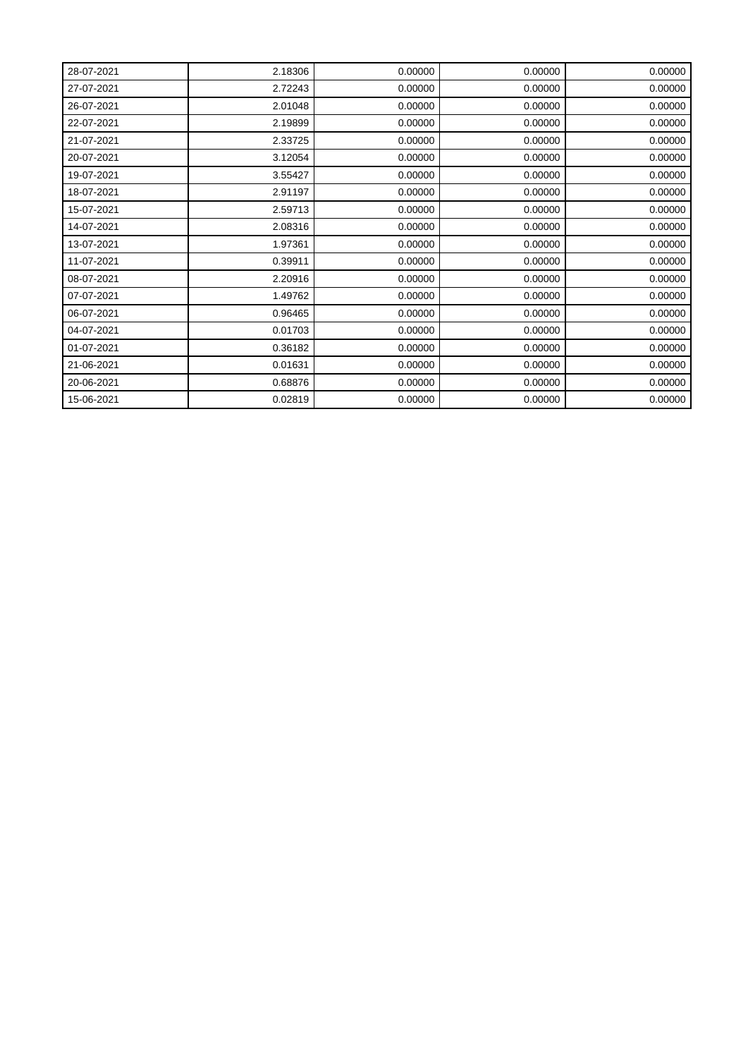| | | | | |
|---|---|---|---|---|
| 28-07-2021 | 2.18306 | 0.00000 | 0.00000 | 0.00000 |
| 27-07-2021 | 2.72243 | 0.00000 | 0.00000 | 0.00000 |
| 26-07-2021 | 2.01048 | 0.00000 | 0.00000 | 0.00000 |
| 22-07-2021 | 2.19899 | 0.00000 | 0.00000 | 0.00000 |
| 21-07-2021 | 2.33725 | 0.00000 | 0.00000 | 0.00000 |
| 20-07-2021 | 3.12054 | 0.00000 | 0.00000 | 0.00000 |
| 19-07-2021 | 3.55427 | 0.00000 | 0.00000 | 0.00000 |
| 18-07-2021 | 2.91197 | 0.00000 | 0.00000 | 0.00000 |
| 15-07-2021 | 2.59713 | 0.00000 | 0.00000 | 0.00000 |
| 14-07-2021 | 2.08316 | 0.00000 | 0.00000 | 0.00000 |
| 13-07-2021 | 1.97361 | 0.00000 | 0.00000 | 0.00000 |
| 11-07-2021 | 0.39911 | 0.00000 | 0.00000 | 0.00000 |
| 08-07-2021 | 2.20916 | 0.00000 | 0.00000 | 0.00000 |
| 07-07-2021 | 1.49762 | 0.00000 | 0.00000 | 0.00000 |
| 06-07-2021 | 0.96465 | 0.00000 | 0.00000 | 0.00000 |
| 04-07-2021 | 0.01703 | 0.00000 | 0.00000 | 0.00000 |
| 01-07-2021 | 0.36182 | 0.00000 | 0.00000 | 0.00000 |
| 21-06-2021 | 0.01631 | 0.00000 | 0.00000 | 0.00000 |
| 20-06-2021 | 0.68876 | 0.00000 | 0.00000 | 0.00000 |
| 15-06-2021 | 0.02819 | 0.00000 | 0.00000 | 0.00000 |